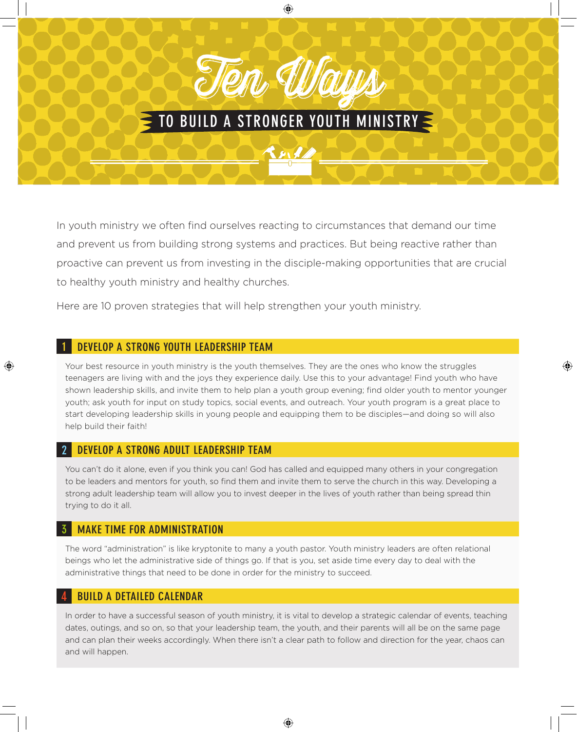# Ten Ways

## TO BUILD A STRONGER YOUTH MINISTRY

In youth ministry we often find ourselves reacting to circumstances that demand our time and prevent us from building strong systems and practices. But being reactive rather than proactive can prevent us from investing in the disciple-making opportunities that are crucial to healthy youth ministry and healthy churches.

Here are 10 proven strategies that will help strengthen your youth ministry.

### 1 DEVELOP A STRONG YOUTH LEADERSHIP TEAM

Your best resource in youth ministry is the youth themselves. They are the ones who know the struggles teenagers are living with and the joys they experience daily. Use this to your advantage! Find youth who have shown leadership skills, and invite them to help plan a youth group evening; find older youth to mentor younger youth; ask youth for input on study topics, social events, and outreach. Your youth program is a great place to start developing leadership skills in young people and equipping them to be disciples—and doing so will also help build their faith!

### 2 DEVELOP A STRONG ADULT LEADERSHIP TEAM

You can't do it alone, even if you think you can! God has called and equipped many others in your congregation to be leaders and mentors for youth, so find them and invite them to serve the church in this way. Developing a strong adult leadership team will allow you to invest deeper in the lives of youth rather than being spread thin trying to do it all.

### 3 MAKE TIME FOR ADMINISTRATION

The word "administration" is like kryptonite to many a youth pastor. Youth ministry leaders are often relational beings who let the administrative side of things go. If that is you, set aside time every day to deal with the administrative things that need to be done in order for the ministry to succeed.

### 4 BUILD A DETAILED CALENDAR

In order to have a successful season of youth ministry, it is vital to develop a strategic calendar of events, teaching dates, outings, and so on, so that your leadership team, the youth, and their parents will all be on the same page and can plan their weeks accordingly. When there isn't a clear path to follow and direction for the year, chaos can and will happen.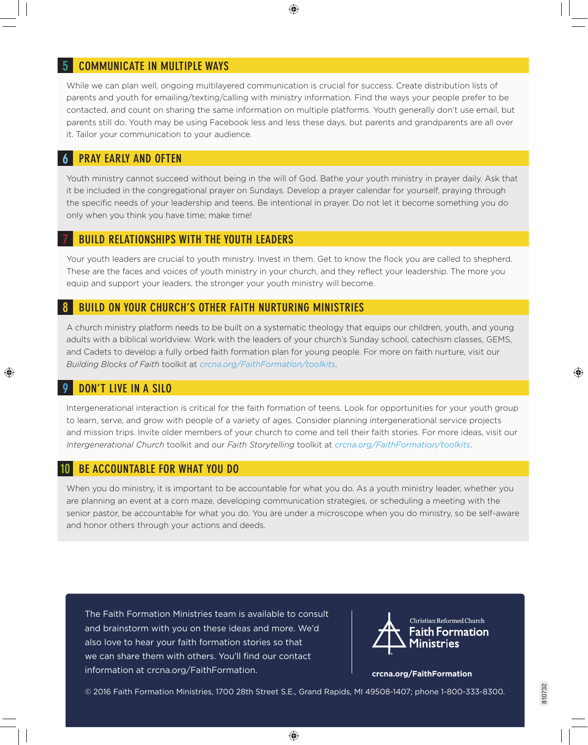## 5 COMMUNICATE IN MULTIPLE WAYS

While we can plan well, ongoing multilayered communication is crucial for success. Create distribution lists of parents and youth for emailing/texting/calling with ministry information. Find the ways your people prefer to be contacted, and count on sharing the same information on multiple platforms. Youth generally don't use email, but parents still do. Youth may be using Facebook less and less these days, but parents and grandparents are all over it. Tailor your communication to your audience.

## 6 PRAY EARLY AND OFTEN

Youth ministry cannot succeed without being in the will of God. Bathe your youth ministry in prayer daily. Ask that it be included in the congregational prayer on Sundays. Develop a prayer calendar for yourself, praying through the specific needs of your leadership and teens. Be intentional in prayer. Do not let it become something you do only when you think you have time; make time!

## 7 BUILD RELATIONSHIPS WITH THE YOUTH LEADERS

Your youth leaders are crucial to youth ministry. Invest in them. Get to know the flock you are called to shepherd. These are the faces and voices of youth ministry in your church, and they reflect your leadership. The more you equip and support your leaders, the stronger your youth ministry will become.

## 8 BUILD ON YOUR CHURCH'S OTHER FAITH NURTURING MINISTRIES

A church ministry platform needs to be built on a systematic theology that equips our children, youth, and young adults with a biblical worldview. Work with the leaders of your church's Sunday school, catechism classes, GEMS, and Cadets to develop a fully orbed faith formation plan for young people. For more on faith nurture, visit our *Building Blocks of Faith* toolkit at *crcna.org/FaithFormation/toolkits*.

## 9 DON'T LIVE IN A SILO

Intergenerational interaction is critical for the faith formation of teens. Look for opportunities for your youth group to learn, serve, and grow with people of a variety of ages. Consider planning intergenerational service projects and mission trips. Invite older members of your church to come and tell their faith stories. For more ideas, visit our *Intergenerational Church* toolkit and our *Faith Storytelling* toolkit at *crcna.org/FaithFormation/toolkits*.

## 10 BE ACCOUNTABLE FOR WHAT YOU DO

When you do ministry, it is important to be accountable for what you do. As a youth ministry leader, whether you are planning an event at a corn maze, developing communication strategies, or scheduling a meeting with the senior pastor, be accountable for what you do. You are under a microscope when you do ministry, so be self-aware and honor others through your actions and deeds.

The Faith Formation Ministries team is available to consult and brainstorm with you on these ideas and more. We'd also love to hear your faith formation stories so that we can share them with others. You'll find our contact information at crcna.org/FaithFormation.

Christian Reformed Church
**Faith Formation Ministries**

**crcna.org/FaithFormation**

© 2016 Faith Formation Ministries, 1700 28th Street S.E., Grand Rapids, MI 49508-1407; phone 1-800-333-8300.

810732